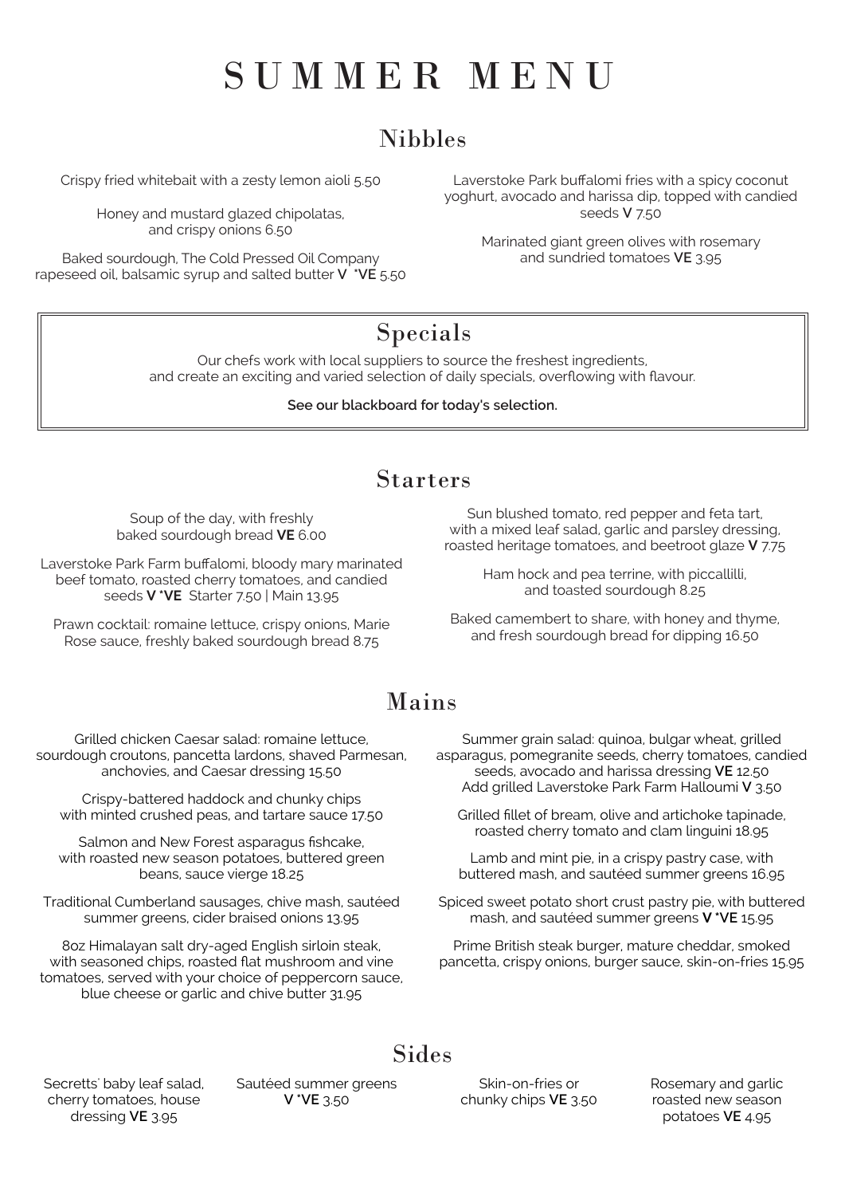# SUMMER MENU

## Nibbles

Crispy fried whitebait with a zesty lemon aioli 5.50

Honey and mustard glazed chipolatas, and crispy onions 6.50

Baked sourdough, The Cold Pressed Oil Company rapeseed oil, balsamic syrup and salted butter **V** ***VE** 5.50

Laverstoke Park buffalomi fries with a spicy coconut yoghurt, avocado and harissa dip, topped with candied seeds **V** 7.50

Marinated giant green olives with rosemary and sundried tomatoes **VE** 3.95

## Specials

Our chefs work with local suppliers to source the freshest ingredients, and create an exciting and varied selection of daily specials, overflowing with flavour.

**See our blackboard for today's selection.**

## Starters

Soup of the day, with freshly baked sourdough bread **VE** 6.00

Laverstoke Park Farm buffalomi, bloody mary marinated beef tomato, roasted cherry tomatoes, and candied seeds **V *VE** Starter 7.50 | Main 13.95

Prawn cocktail: romaine lettuce, crispy onions, Marie Rose sauce, freshly baked sourdough bread 8.75

Sun blushed tomato, red pepper and feta tart, with a mixed leaf salad, garlic and parsley dressing, roasted heritage tomatoes, and beetroot glaze **V** 7.75

Ham hock and pea terrine, with piccallilli, and toasted sourdough 8.25

Baked camembert to share, with honey and thyme, and fresh sourdough bread for dipping 16.50

## Mains

Grilled chicken Caesar salad: romaine lettuce, sourdough croutons, pancetta lardons, shaved Parmesan, anchovies, and Caesar dressing 15.50

Crispy-battered haddock and chunky chips with minted crushed peas, and tartare sauce 17.50

Salmon and New Forest asparagus fishcake, with roasted new season potatoes, buttered green beans, sauce vierge 18.25

Traditional Cumberland sausages, chive mash, sautéed summer greens, cider braised onions 13.95

8oz Himalayan salt dry-aged English sirloin steak, with seasoned chips, roasted flat mushroom and vine tomatoes, served with your choice of peppercorn sauce, blue cheese or garlic and chive butter 31.95

Summer grain salad: quinoa, bulgar wheat, grilled asparagus, pomegranite seeds, cherry tomatoes, candied seeds, avocado and harissa dressing **VE** 12.50
Add grilled Laverstoke Park Farm Halloumi **V** 3.50

Grilled fillet of bream, olive and artichoke tapinade, roasted cherry tomato and clam linguini 18.95

Lamb and mint pie, in a crispy pastry case, with buttered mash, and sautéed summer greens 16.95

Spiced sweet potato short crust pastry pie, with buttered mash, and sautéed summer greens **V *VE** 15.95

Prime British steak burger, mature cheddar, smoked pancetta, crispy onions, burger sauce, skin-on-fries 15.95

## Sides

Secretts' baby leaf salad, cherry tomatoes, house dressing **VE** 3.95

Sautéed summer greens **V *VE** 3.50

Skin-on-fries or chunky chips **VE** 3.50

Rosemary and garlic roasted new season potatoes **VE** 4.95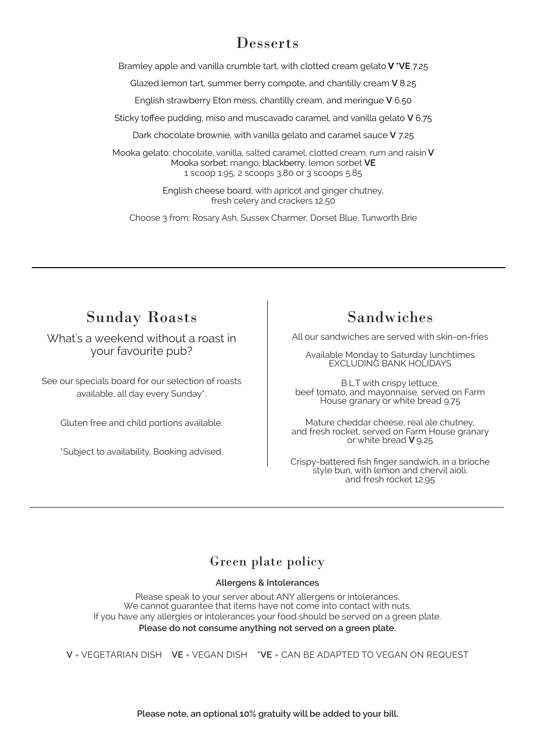## Desserts

Bramley apple and vanilla crumble tart, with clotted cream gelato **V *VE** 7.25

Glazed lemon tart, summer berry compote, and chantilly cream **V** 8.25

English strawberry Eton mess, chantilly cream, and meringue **V** 6.50

Sticky toffee pudding, miso and muscavado caramel, and vanilla gelato **V** 6.75

Dark chocolate brownie, with vanilla gelato and caramel sauce **V** 7.25

Mooka gelato: chocolate, vanilla, salted caramel, clotted cream, rum and raisin **V**
Mooka sorbet: mango, blackberry, lemon sorbet **VE**
1 scoop 1.95, 2 scoops 3.80 or 3 scoops 5.85

English cheese board, with apricot and ginger chutney, fresh celery and crackers 12.50

Choose 3 from: Rosary Ash, Sussex Charmer, Dorset Blue, Tunworth Brie

---

## Sunday Roasts

What's a weekend without a roast in your favourite pub?

See our specials board for our selection of roasts available, all day every Sunday*.

Gluten free and child portions available.

*Subject to availability. Booking advised.

## Sandwiches

All our sandwiches are served with skin-on-fries

Available Monday to Saturday lunchtimes
EXCLUDING BANK HOLIDAYS

B.L.T with crispy lettuce, beef tomato, and mayonnaise, served on Farm House granary or white bread 9.75

Mature cheddar cheese, real ale chutney, and fresh rocket, served on Farm House granary or white bread **V** 9.25

Crispy-battered fish finger sandwich, in a brioche style bun, with lemon and chervil aioli, and fresh rocket 12.95

---

## Green plate policy

**Allergens & Intolerances**

Please speak to your server about ANY allergens or intolerances.
We cannot guarantee that items have not come into contact with nuts.
If you have any allergies or intolerances your food should be served on a green plate.
**Please do not consume anything not served on a green plate.**

**V** = VEGETARIAN DISH **VE** = VEGAN DISH ***VE** = CAN BE ADAPTED TO VEGAN ON REQUEST

**Please note, an optional 10% gratuity will be added to your bill.**